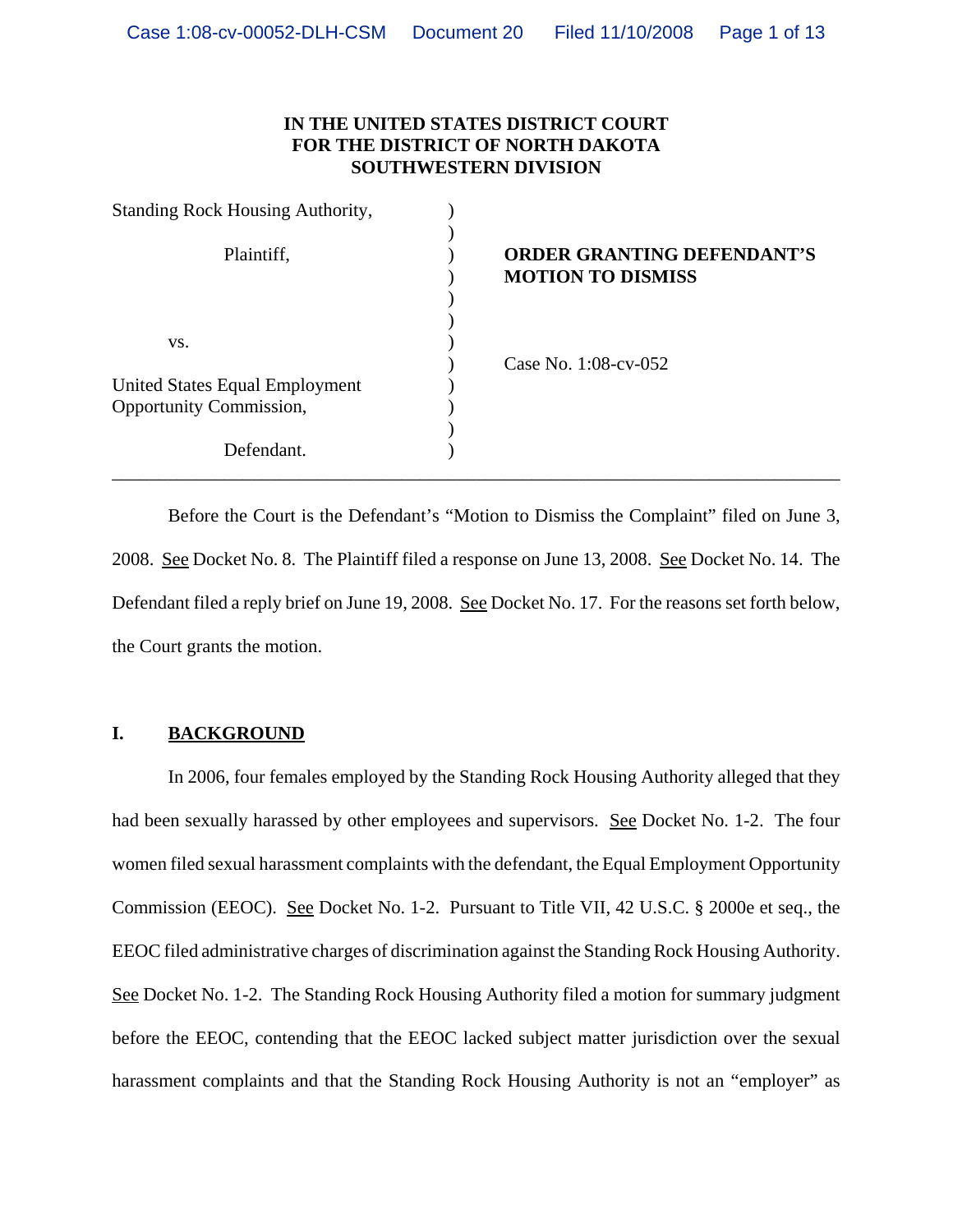**IN THE UNITED STATES DISTRICT COURT**
**FOR THE DISTRICT OF NORTH DAKOTA**
**SOUTHWESTERN DIVISION**

| | | |
|---|---|---|
| Standing Rock Housing Authority, | ) | |
| | ) | |
| Plaintiff, | ) | **ORDER GRANTING DEFENDANT'S MOTION TO DISMISS** |
| | ) | |
| | ) | |
| vs. | ) | |
| | ) | Case No. 1:08-cv-052 |
| United States Equal Employment Opportunity Commission, | ) | |
| | ) | |
| Defendant. | ) | |

---

Before the Court is the Defendant's "Motion to Dismiss the Complaint" filed on June 3, 2008. See Docket No. 8. The Plaintiff filed a response on June 13, 2008. See Docket No. 14. The Defendant filed a reply brief on June 19, 2008. See Docket No. 17. For the reasons set forth below, the Court grants the motion.

## I. BACKGROUND

In 2006, four females employed by the Standing Rock Housing Authority alleged that they had been sexually harassed by other employees and supervisors. See Docket No. 1-2. The four women filed sexual harassment complaints with the defendant, the Equal Employment Opportunity Commission (EEOC). See Docket No. 1-2. Pursuant to Title VII, 42 U.S.C. § 2000e et seq., the EEOC filed administrative charges of discrimination against the Standing Rock Housing Authority. See Docket No. 1-2. The Standing Rock Housing Authority filed a motion for summary judgment before the EEOC, contending that the EEOC lacked subject matter jurisdiction over the sexual harassment complaints and that the Standing Rock Housing Authority is not an "employer" as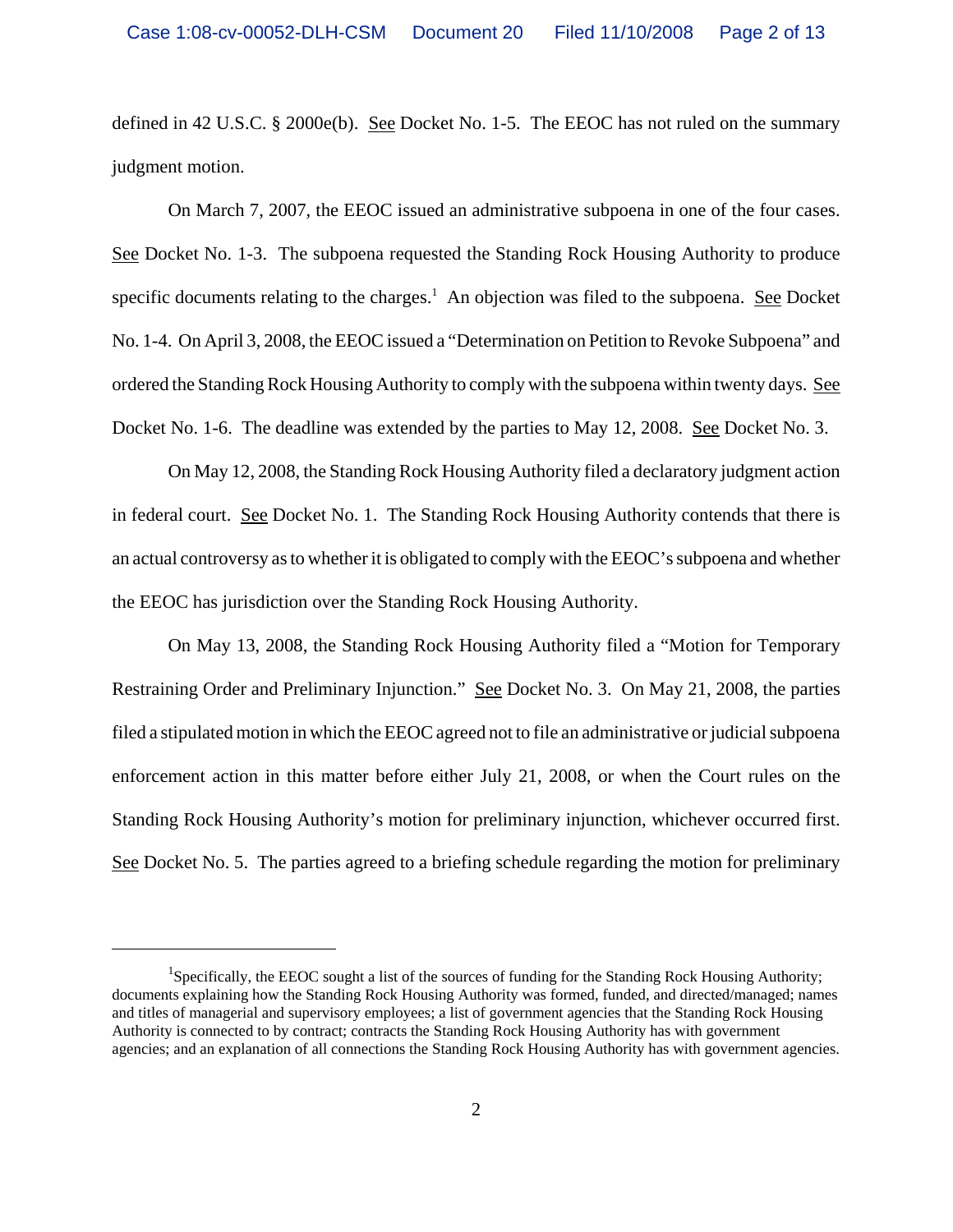defined in 42 U.S.C. § 2000e(b). See Docket No. 1-5. The EEOC has not ruled on the summary judgment motion.

On March 7, 2007, the EEOC issued an administrative subpoena in one of the four cases. See Docket No. 1-3. The subpoena requested the Standing Rock Housing Authority to produce specific documents relating to the charges.[1] An objection was filed to the subpoena. See Docket No. 1-4. On April 3, 2008, the EEOC issued a "Determination on Petition to Revoke Subpoena" and ordered the Standing Rock Housing Authority to comply with the subpoena within twenty days. See Docket No. 1-6. The deadline was extended by the parties to May 12, 2008. See Docket No. 3.

On May 12, 2008, the Standing Rock Housing Authority filed a declaratory judgment action in federal court. See Docket No. 1. The Standing Rock Housing Authority contends that there is an actual controversy as to whether it is obligated to comply with the EEOC's subpoena and whether the EEOC has jurisdiction over the Standing Rock Housing Authority.

On May 13, 2008, the Standing Rock Housing Authority filed a "Motion for Temporary Restraining Order and Preliminary Injunction." See Docket No. 3. On May 21, 2008, the parties filed a stipulated motion in which the EEOC agreed not to file an administrative or judicial subpoena enforcement action in this matter before either July 21, 2008, or when the Court rules on the Standing Rock Housing Authority's motion for preliminary injunction, whichever occurred first. See Docket No. 5. The parties agreed to a briefing schedule regarding the motion for preliminary

---

[1] Specifically, the EEOC sought a list of the sources of funding for the Standing Rock Housing Authority; documents explaining how the Standing Rock Housing Authority was formed, funded, and directed/managed; names and titles of managerial and supervisory employees; a list of government agencies that the Standing Rock Housing Authority is connected to by contract; contracts the Standing Rock Housing Authority has with government agencies; and an explanation of all connections the Standing Rock Housing Authority has with government agencies.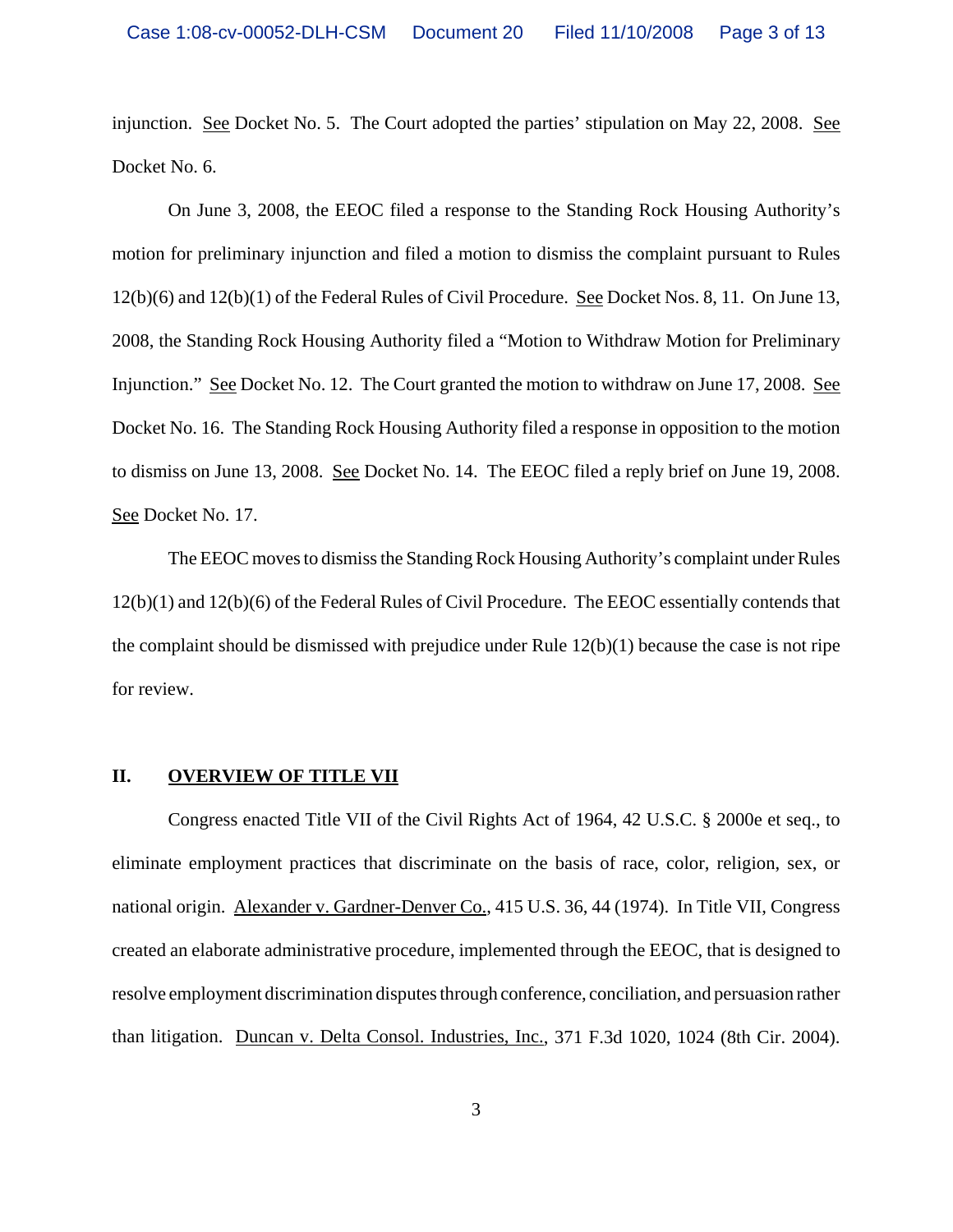injunction. See Docket No. 5. The Court adopted the parties' stipulation on May 22, 2008. See Docket No. 6.

On June 3, 2008, the EEOC filed a response to the Standing Rock Housing Authority's motion for preliminary injunction and filed a motion to dismiss the complaint pursuant to Rules 12(b)(6) and 12(b)(1) of the Federal Rules of Civil Procedure. See Docket Nos. 8, 11. On June 13, 2008, the Standing Rock Housing Authority filed a "Motion to Withdraw Motion for Preliminary Injunction." See Docket No. 12. The Court granted the motion to withdraw on June 17, 2008. See Docket No. 16. The Standing Rock Housing Authority filed a response in opposition to the motion to dismiss on June 13, 2008. See Docket No. 14. The EEOC filed a reply brief on June 19, 2008. See Docket No. 17.

The EEOC moves to dismiss the Standing Rock Housing Authority's complaint under Rules 12(b)(1) and 12(b)(6) of the Federal Rules of Civil Procedure. The EEOC essentially contends that the complaint should be dismissed with prejudice under Rule 12(b)(1) because the case is not ripe for review.

## II. OVERVIEW OF TITLE VII

Congress enacted Title VII of the Civil Rights Act of 1964, 42 U.S.C. § 2000e et seq., to eliminate employment practices that discriminate on the basis of race, color, religion, sex, or national origin. Alexander v. Gardner-Denver Co., 415 U.S. 36, 44 (1974). In Title VII, Congress created an elaborate administrative procedure, implemented through the EEOC, that is designed to resolve employment discrimination disputes through conference, conciliation, and persuasion rather than litigation. Duncan v. Delta Consol. Industries, Inc., 371 F.3d 1020, 1024 (8th Cir. 2004).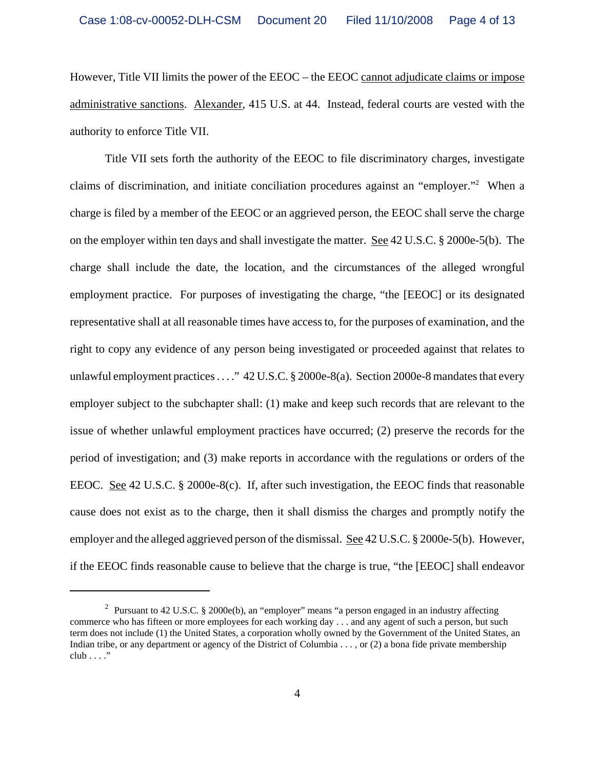However, Title VII limits the power of the EEOC – the EEOC cannot adjudicate claims or impose administrative sanctions. Alexander, 415 U.S. at 44. Instead, federal courts are vested with the authority to enforce Title VII.

Title VII sets forth the authority of the EEOC to file discriminatory charges, investigate claims of discrimination, and initiate conciliation procedures against an "employer."[2] When a charge is filed by a member of the EEOC or an aggrieved person, the EEOC shall serve the charge on the employer within ten days and shall investigate the matter. See 42 U.S.C. § 2000e-5(b). The charge shall include the date, the location, and the circumstances of the alleged wrongful employment practice. For purposes of investigating the charge, "the [EEOC] or its designated representative shall at all reasonable times have access to, for the purposes of examination, and the right to copy any evidence of any person being investigated or proceeded against that relates to unlawful employment practices . . . ." 42 U.S.C. § 2000e-8(a). Section 2000e-8 mandates that every employer subject to the subchapter shall: (1) make and keep such records that are relevant to the issue of whether unlawful employment practices have occurred; (2) preserve the records for the period of investigation; and (3) make reports in accordance with the regulations or orders of the EEOC. See 42 U.S.C. § 2000e-8(c). If, after such investigation, the EEOC finds that reasonable cause does not exist as to the charge, then it shall dismiss the charges and promptly notify the employer and the alleged aggrieved person of the dismissal. See 42 U.S.C. § 2000e-5(b). However, if the EEOC finds reasonable cause to believe that the charge is true, "the [EEOC] shall endeavor

[2] Pursuant to 42 U.S.C. § 2000e(b), an "employer" means "a person engaged in an industry affecting commerce who has fifteen or more employees for each working day . . . and any agent of such a person, but such term does not include (1) the United States, a corporation wholly owned by the Government of the United States, an Indian tribe, or any department or agency of the District of Columbia . . . , or (2) a bona fide private membership club . . . ."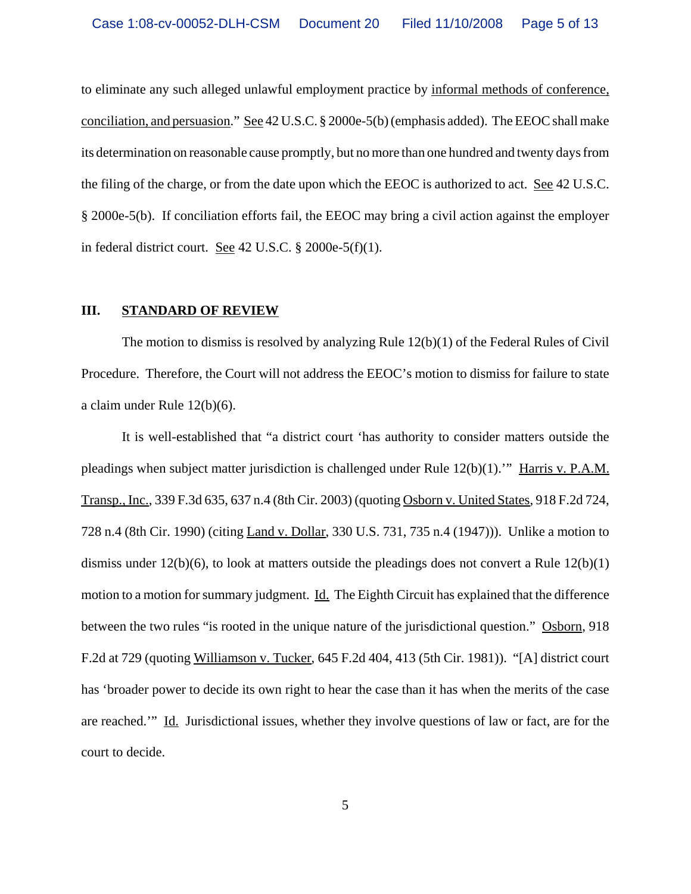to eliminate any such alleged unlawful employment practice by informal methods of conference, conciliation, and persuasion." See 42 U.S.C. § 2000e-5(b) (emphasis added). The EEOC shall make its determination on reasonable cause promptly, but no more than one hundred and twenty days from the filing of the charge, or from the date upon which the EEOC is authorized to act. See 42 U.S.C. § 2000e-5(b). If conciliation efforts fail, the EEOC may bring a civil action against the employer in federal district court. See 42 U.S.C. § 2000e-5(f)(1).

## III. STANDARD OF REVIEW

The motion to dismiss is resolved by analyzing Rule 12(b)(1) of the Federal Rules of Civil Procedure. Therefore, the Court will not address the EEOC's motion to dismiss for failure to state a claim under Rule 12(b)(6).

It is well-established that "a district court 'has authority to consider matters outside the pleadings when subject matter jurisdiction is challenged under Rule 12(b)(1).'" Harris v. P.A.M. Transp., Inc., 339 F.3d 635, 637 n.4 (8th Cir. 2003) (quoting Osborn v. United States, 918 F.2d 724, 728 n.4 (8th Cir. 1990) (citing Land v. Dollar, 330 U.S. 731, 735 n.4 (1947))). Unlike a motion to dismiss under 12(b)(6), to look at matters outside the pleadings does not convert a Rule 12(b)(1) motion to a motion for summary judgment. Id. The Eighth Circuit has explained that the difference between the two rules "is rooted in the unique nature of the jurisdictional question." Osborn, 918 F.2d at 729 (quoting Williamson v. Tucker, 645 F.2d 404, 413 (5th Cir. 1981)). "[A] district court has 'broader power to decide its own right to hear the case than it has when the merits of the case are reached.'" Id. Jurisdictional issues, whether they involve questions of law or fact, are for the court to decide.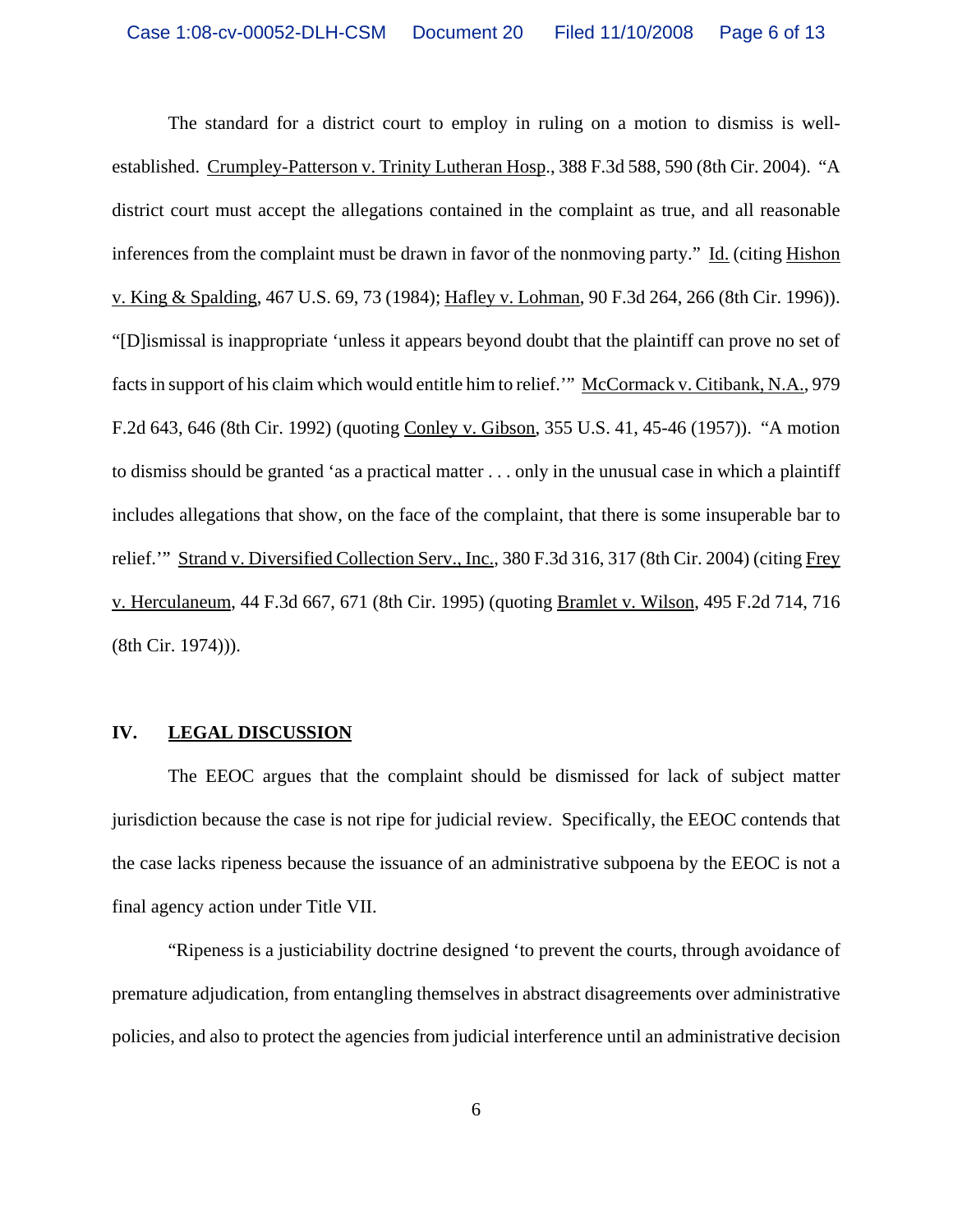The standard for a district court to employ in ruling on a motion to dismiss is well-established. Crumpley-Patterson v. Trinity Lutheran Hosp., 388 F.3d 588, 590 (8th Cir. 2004). "A district court must accept the allegations contained in the complaint as true, and all reasonable inferences from the complaint must be drawn in favor of the nonmoving party." Id. (citing Hishon v. King & Spalding, 467 U.S. 69, 73 (1984); Hafley v. Lohman, 90 F.3d 264, 266 (8th Cir. 1996)). "[D]ismissal is inappropriate 'unless it appears beyond doubt that the plaintiff can prove no set of facts in support of his claim which would entitle him to relief.'" McCormack v. Citibank, N.A., 979 F.2d 643, 646 (8th Cir. 1992) (quoting Conley v. Gibson, 355 U.S. 41, 45-46 (1957)). "A motion to dismiss should be granted 'as a practical matter . . . only in the unusual case in which a plaintiff includes allegations that show, on the face of the complaint, that there is some insuperable bar to relief.'" Strand v. Diversified Collection Serv., Inc., 380 F.3d 316, 317 (8th Cir. 2004) (citing Frey v. Herculaneum, 44 F.3d 667, 671 (8th Cir. 1995) (quoting Bramlet v. Wilson, 495 F.2d 714, 716 (8th Cir. 1974))).

## IV. LEGAL DISCUSSION

The EEOC argues that the complaint should be dismissed for lack of subject matter jurisdiction because the case is not ripe for judicial review. Specifically, the EEOC contends that the case lacks ripeness because the issuance of an administrative subpoena by the EEOC is not a final agency action under Title VII.

"Ripeness is a justiciability doctrine designed 'to prevent the courts, through avoidance of premature adjudication, from entangling themselves in abstract disagreements over administrative policies, and also to protect the agencies from judicial interference until an administrative decision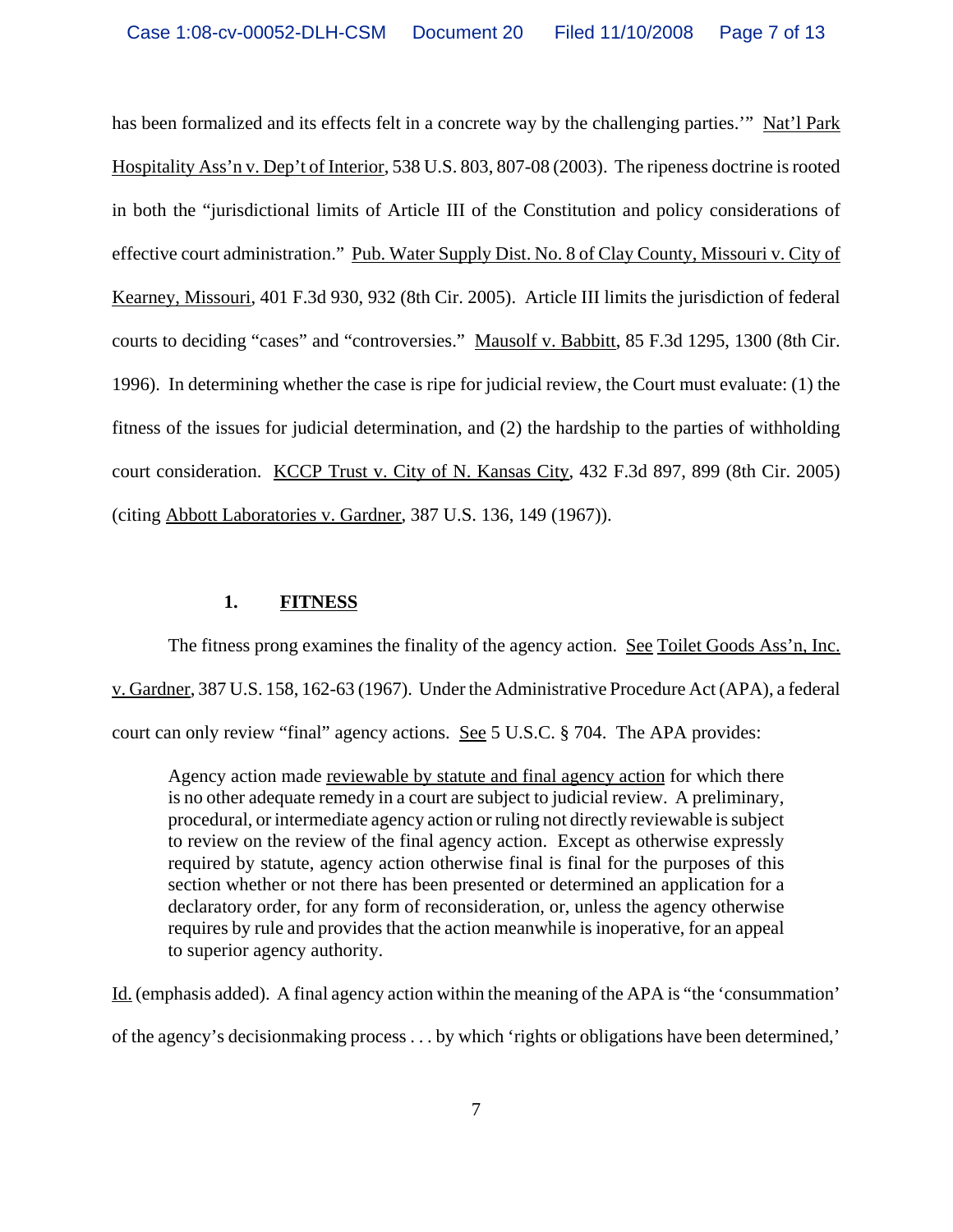has been formalized and its effects felt in a concrete way by the challenging parties.'" Nat'l Park Hospitality Ass'n v. Dep't of Interior, 538 U.S. 803, 807-08 (2003). The ripeness doctrine is rooted in both the "jurisdictional limits of Article III of the Constitution and policy considerations of effective court administration." Pub. Water Supply Dist. No. 8 of Clay County, Missouri v. City of Kearney, Missouri, 401 F.3d 930, 932 (8th Cir. 2005). Article III limits the jurisdiction of federal courts to deciding "cases" and "controversies." Mausolf v. Babbitt, 85 F.3d 1295, 1300 (8th Cir. 1996). In determining whether the case is ripe for judicial review, the Court must evaluate: (1) the fitness of the issues for judicial determination, and (2) the hardship to the parties of withholding court consideration. KCCP Trust v. City of N. Kansas City, 432 F.3d 897, 899 (8th Cir. 2005) (citing Abbott Laboratories v. Gardner, 387 U.S. 136, 149 (1967)).

### 1. FITNESS

The fitness prong examines the finality of the agency action. See Toilet Goods Ass'n, Inc. v. Gardner, 387 U.S. 158, 162-63 (1967). Under the Administrative Procedure Act (APA), a federal court can only review "final" agency actions. See 5 U.S.C. § 704. The APA provides:

> Agency action made reviewable by statute and final agency action for which there is no other adequate remedy in a court are subject to judicial review. A preliminary, procedural, or intermediate agency action or ruling not directly reviewable is subject to review on the review of the final agency action. Except as otherwise expressly required by statute, agency action otherwise final is final for the purposes of this section whether or not there has been presented or determined an application for a declaratory order, for any form of reconsideration, or, unless the agency otherwise requires by rule and provides that the action meanwhile is inoperative, for an appeal to superior agency authority.

Id. (emphasis added). A final agency action within the meaning of the APA is "the 'consummation' of the agency's decisionmaking process . . . by which 'rights or obligations have been determined,'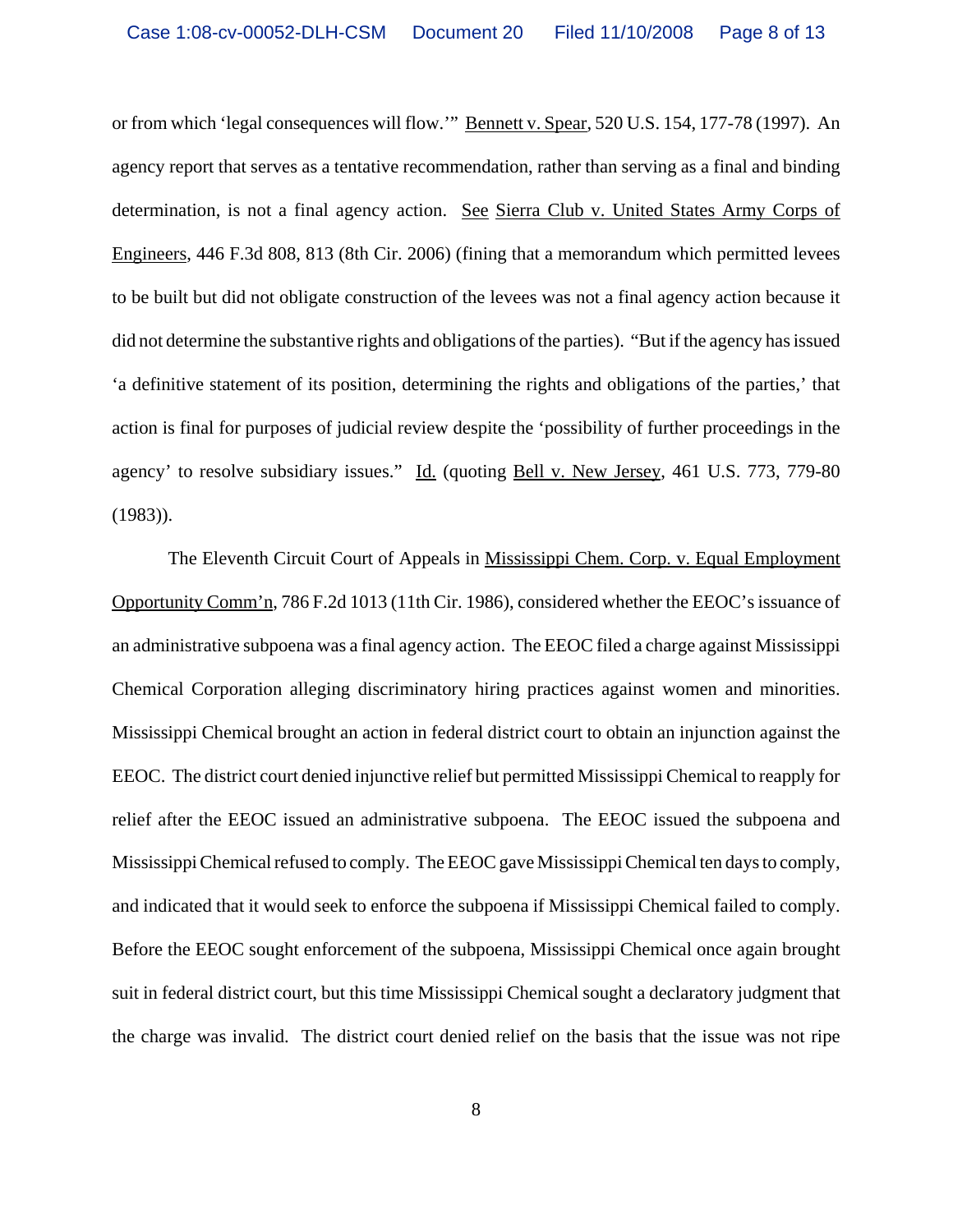or from which 'legal consequences will flow.'" Bennett v. Spear, 520 U.S. 154, 177-78 (1997). An agency report that serves as a tentative recommendation, rather than serving as a final and binding determination, is not a final agency action. See Sierra Club v. United States Army Corps of Engineers, 446 F.3d 808, 813 (8th Cir. 2006) (fining that a memorandum which permitted levees to be built but did not obligate construction of the levees was not a final agency action because it did not determine the substantive rights and obligations of the parties). "But if the agency has issued 'a definitive statement of its position, determining the rights and obligations of the parties,' that action is final for purposes of judicial review despite the 'possibility of further proceedings in the agency' to resolve subsidiary issues." Id. (quoting Bell v. New Jersey, 461 U.S. 773, 779-80 (1983)).

The Eleventh Circuit Court of Appeals in Mississippi Chem. Corp. v. Equal Employment Opportunity Comm'n, 786 F.2d 1013 (11th Cir. 1986), considered whether the EEOC's issuance of an administrative subpoena was a final agency action. The EEOC filed a charge against Mississippi Chemical Corporation alleging discriminatory hiring practices against women and minorities. Mississippi Chemical brought an action in federal district court to obtain an injunction against the EEOC. The district court denied injunctive relief but permitted Mississippi Chemical to reapply for relief after the EEOC issued an administrative subpoena. The EEOC issued the subpoena and Mississippi Chemical refused to comply. The EEOC gave Mississippi Chemical ten days to comply, and indicated that it would seek to enforce the subpoena if Mississippi Chemical failed to comply. Before the EEOC sought enforcement of the subpoena, Mississippi Chemical once again brought suit in federal district court, but this time Mississippi Chemical sought a declaratory judgment that the charge was invalid. The district court denied relief on the basis that the issue was not ripe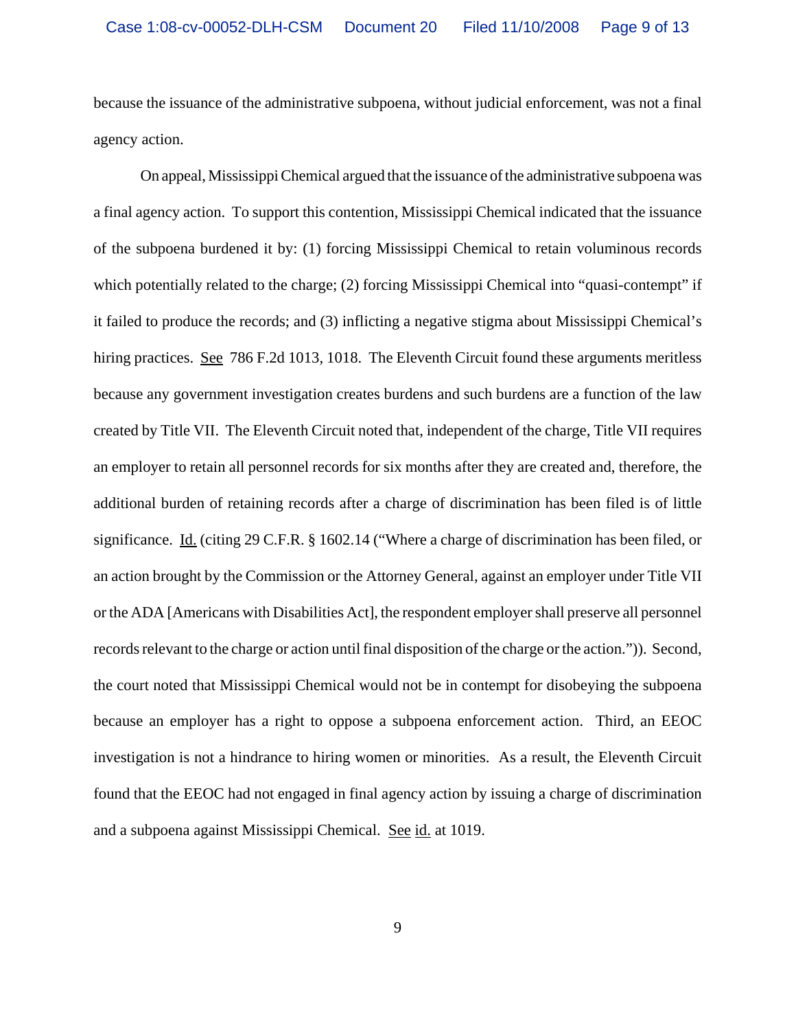because the issuance of the administrative subpoena, without judicial enforcement, was not a final agency action.

On appeal, Mississippi Chemical argued that the issuance of the administrative subpoena was a final agency action. To support this contention, Mississippi Chemical indicated that the issuance of the subpoena burdened it by: (1) forcing Mississippi Chemical to retain voluminous records which potentially related to the charge; (2) forcing Mississippi Chemical into "quasi-contempt" if it failed to produce the records; and (3) inflicting a negative stigma about Mississippi Chemical's hiring practices. See 786 F.2d 1013, 1018. The Eleventh Circuit found these arguments meritless because any government investigation creates burdens and such burdens are a function of the law created by Title VII. The Eleventh Circuit noted that, independent of the charge, Title VII requires an employer to retain all personnel records for six months after they are created and, therefore, the additional burden of retaining records after a charge of discrimination has been filed is of little significance. Id. (citing 29 C.F.R. § 1602.14 ("Where a charge of discrimination has been filed, or an action brought by the Commission or the Attorney General, against an employer under Title VII or the ADA [Americans with Disabilities Act], the respondent employer shall preserve all personnel records relevant to the charge or action until final disposition of the charge or the action.")). Second, the court noted that Mississippi Chemical would not be in contempt for disobeying the subpoena because an employer has a right to oppose a subpoena enforcement action. Third, an EEOC investigation is not a hindrance to hiring women or minorities. As a result, the Eleventh Circuit found that the EEOC had not engaged in final agency action by issuing a charge of discrimination and a subpoena against Mississippi Chemical. See id. at 1019.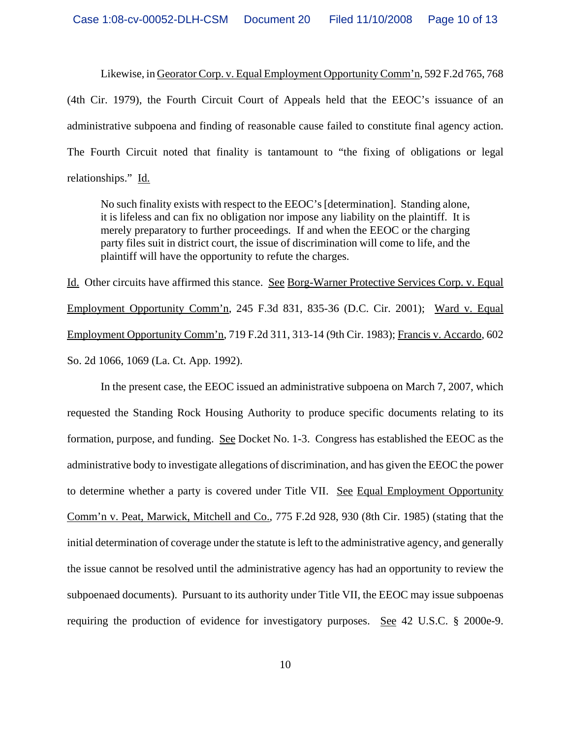Likewise, in Georator Corp. v. Equal Employment Opportunity Comm'n, 592 F.2d 765, 768 (4th Cir. 1979), the Fourth Circuit Court of Appeals held that the EEOC's issuance of an administrative subpoena and finding of reasonable cause failed to constitute final agency action. The Fourth Circuit noted that finality is tantamount to "the fixing of obligations or legal relationships." Id.

> No such finality exists with respect to the EEOC's [determination]. Standing alone, it is lifeless and can fix no obligation nor impose any liability on the plaintiff. It is merely preparatory to further proceedings. If and when the EEOC or the charging party files suit in district court, the issue of discrimination will come to life, and the plaintiff will have the opportunity to refute the charges.

Id. Other circuits have affirmed this stance. See Borg-Warner Protective Services Corp. v. Equal Employment Opportunity Comm'n, 245 F.3d 831, 835-36 (D.C. Cir. 2001); Ward v. Equal Employment Opportunity Comm'n, 719 F.2d 311, 313-14 (9th Cir. 1983); Francis v. Accardo, 602 So. 2d 1066, 1069 (La. Ct. App. 1992).

In the present case, the EEOC issued an administrative subpoena on March 7, 2007, which requested the Standing Rock Housing Authority to produce specific documents relating to its formation, purpose, and funding. See Docket No. 1-3. Congress has established the EEOC as the administrative body to investigate allegations of discrimination, and has given the EEOC the power to determine whether a party is covered under Title VII. See Equal Employment Opportunity Comm'n v. Peat, Marwick, Mitchell and Co., 775 F.2d 928, 930 (8th Cir. 1985) (stating that the initial determination of coverage under the statute is left to the administrative agency, and generally the issue cannot be resolved until the administrative agency has had an opportunity to review the subpoenaed documents). Pursuant to its authority under Title VII, the EEOC may issue subpoenas requiring the production of evidence for investigatory purposes. See 42 U.S.C. § 2000e-9.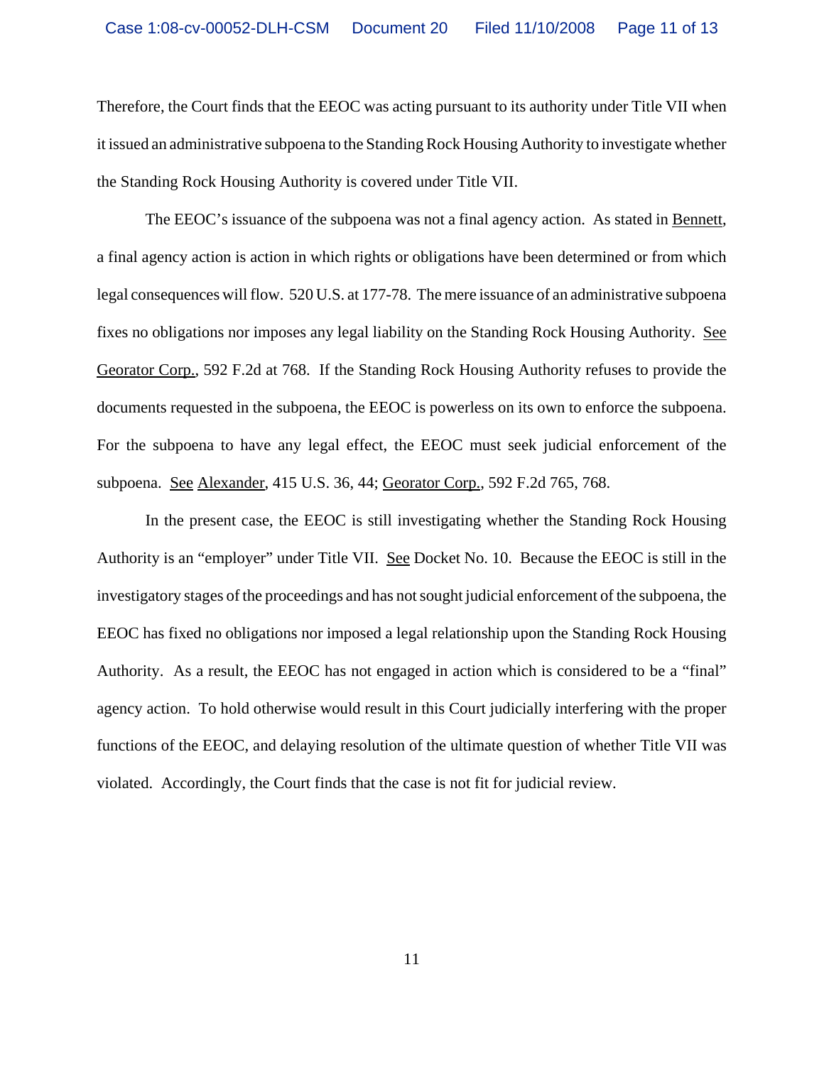Therefore, the Court finds that the EEOC was acting pursuant to its authority under Title VII when it issued an administrative subpoena to the Standing Rock Housing Authority to investigate whether the Standing Rock Housing Authority is covered under Title VII.

The EEOC's issuance of the subpoena was not a final agency action. As stated in Bennett, a final agency action is action in which rights or obligations have been determined or from which legal consequences will flow. 520 U.S. at 177-78. The mere issuance of an administrative subpoena fixes no obligations nor imposes any legal liability on the Standing Rock Housing Authority. See Georator Corp., 592 F.2d at 768. If the Standing Rock Housing Authority refuses to provide the documents requested in the subpoena, the EEOC is powerless on its own to enforce the subpoena. For the subpoena to have any legal effect, the EEOC must seek judicial enforcement of the subpoena. See Alexander, 415 U.S. 36, 44; Georator Corp., 592 F.2d 765, 768.

In the present case, the EEOC is still investigating whether the Standing Rock Housing Authority is an "employer" under Title VII. See Docket No. 10. Because the EEOC is still in the investigatory stages of the proceedings and has not sought judicial enforcement of the subpoena, the EEOC has fixed no obligations nor imposed a legal relationship upon the Standing Rock Housing Authority. As a result, the EEOC has not engaged in action which is considered to be a "final" agency action. To hold otherwise would result in this Court judicially interfering with the proper functions of the EEOC, and delaying resolution of the ultimate question of whether Title VII was violated. Accordingly, the Court finds that the case is not fit for judicial review.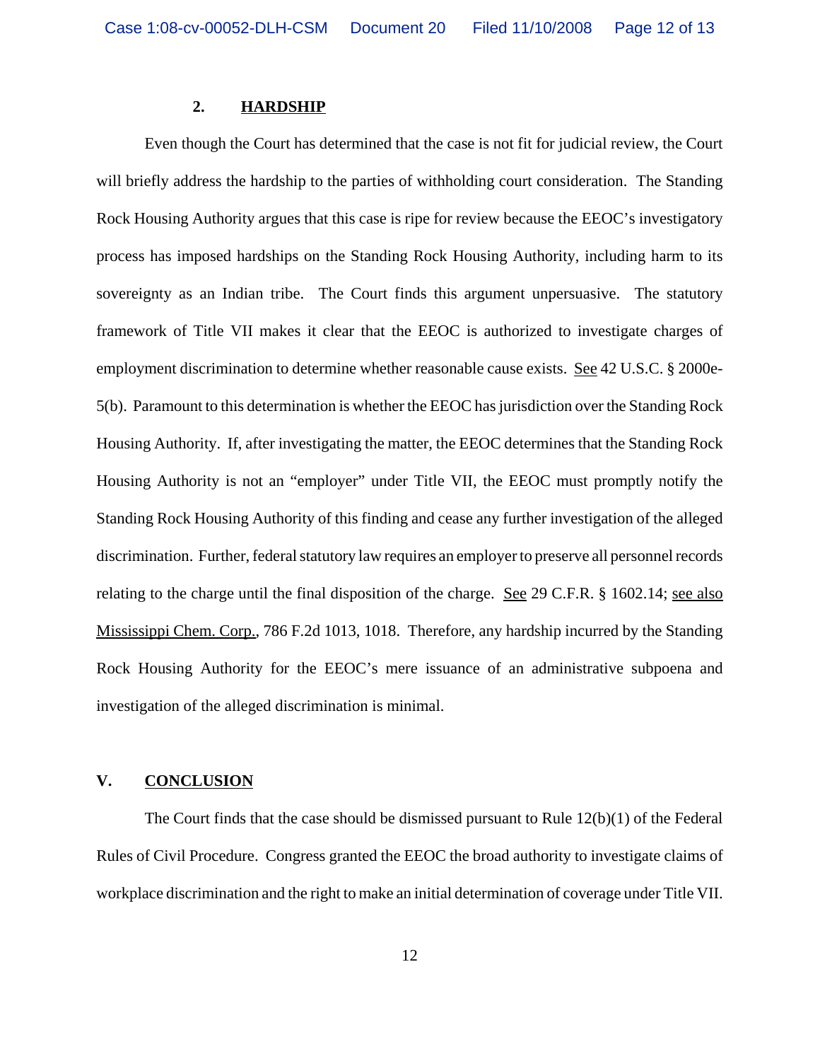### 2. <u>HARDSHIP</u>

Even though the Court has determined that the case is not fit for judicial review, the Court will briefly address the hardship to the parties of withholding court consideration. The Standing Rock Housing Authority argues that this case is ripe for review because the EEOC's investigatory process has imposed hardships on the Standing Rock Housing Authority, including harm to its sovereignty as an Indian tribe. The Court finds this argument unpersuasive. The statutory framework of Title VII makes it clear that the EEOC is authorized to investigate charges of employment discrimination to determine whether reasonable cause exists. <u>See</u> 42 U.S.C. § 2000e-5(b). Paramount to this determination is whether the EEOC has jurisdiction over the Standing Rock Housing Authority. If, after investigating the matter, the EEOC determines that the Standing Rock Housing Authority is not an "employer" under Title VII, the EEOC must promptly notify the Standing Rock Housing Authority of this finding and cease any further investigation of the alleged discrimination. Further, federal statutory law requires an employer to preserve all personnel records relating to the charge until the final disposition of the charge. <u>See</u> 29 C.F.R. § 1602.14; <u>see also</u> <u>Mississippi Chem. Corp.</u>, 786 F.2d 1013, 1018. Therefore, any hardship incurred by the Standing Rock Housing Authority for the EEOC's mere issuance of an administrative subpoena and investigation of the alleged discrimination is minimal.

## V. <u>CONCLUSION</u>

The Court finds that the case should be dismissed pursuant to Rule 12(b)(1) of the Federal Rules of Civil Procedure. Congress granted the EEOC the broad authority to investigate claims of workplace discrimination and the right to make an initial determination of coverage under Title VII.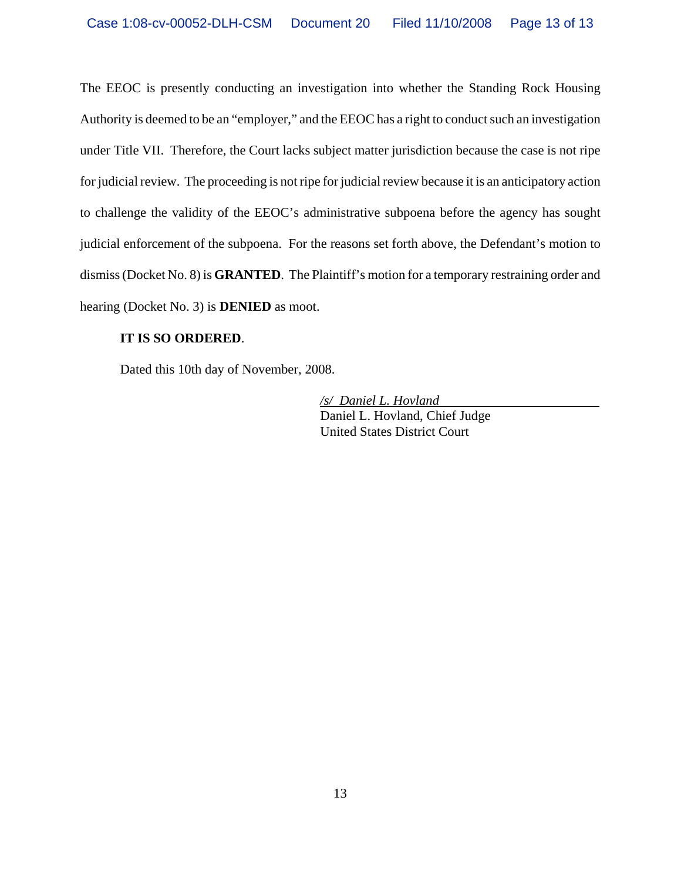The EEOC is presently conducting an investigation into whether the Standing Rock Housing Authority is deemed to be an "employer," and the EEOC has a right to conduct such an investigation under Title VII. Therefore, the Court lacks subject matter jurisdiction because the case is not ripe for judicial review. The proceeding is not ripe for judicial review because it is an anticipatory action to challenge the validity of the EEOC's administrative subpoena before the agency has sought judicial enforcement of the subpoena. For the reasons set forth above, the Defendant's motion to dismiss (Docket No. 8) is **GRANTED**. The Plaintiff's motion for a temporary restraining order and hearing (Docket No. 3) is **DENIED** as moot.

**IT IS SO ORDERED**.

Dated this 10th day of November, 2008.

*/s/ Daniel L. Hovland*
Daniel L. Hovland, Chief Judge
United States District Court